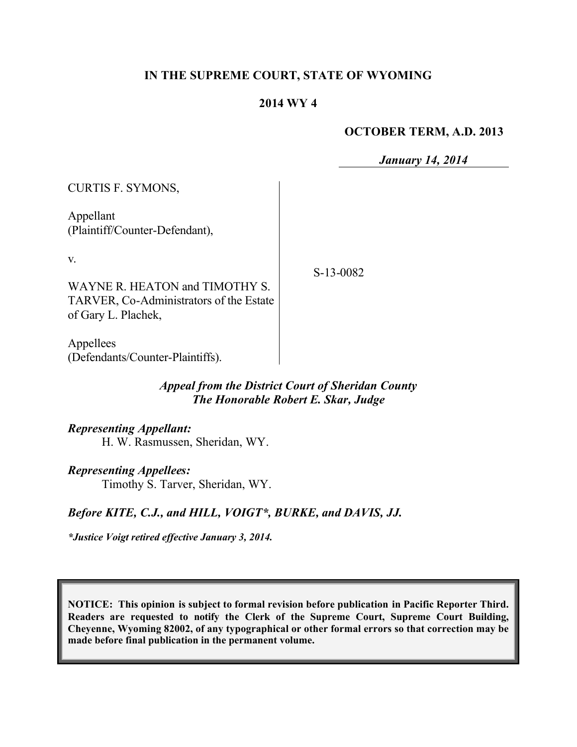**IN THE SUPREME COURT, STATE OF WYOMING**

**2014 WY 4**

**OCTOBER TERM, A.D. 2013**

***January 14, 2014***

CURTIS F. SYMONS,

Appellant
(Plaintiff/Counter-Defendant),

v.

WAYNE R. HEATON and TIMOTHY S. TARVER, Co-Administrators of the Estate of Gary L. Plachek,

Appellees
(Defendants/Counter-Plaintiffs).

S-13-0082

***Appeal from the District Court of Sheridan County***
***The Honorable Robert E. Skar, Judge***

***Representing Appellant:***
H. W. Rasmussen, Sheridan, WY.

***Representing Appellees:***
Timothy S. Tarver, Sheridan, WY.

***Before KITE, C.J., and HILL, VOIGT\*, BURKE, and DAVIS, JJ.***

***\*Justice Voigt retired effective January 3, 2014.***

**NOTICE: This opinion is subject to formal revision before publication in Pacific Reporter Third. Readers are requested to notify the Clerk of the Supreme Court, Supreme Court Building, Cheyenne, Wyoming 82002, of any typographical or other formal errors so that correction may be made before final publication in the permanent volume.**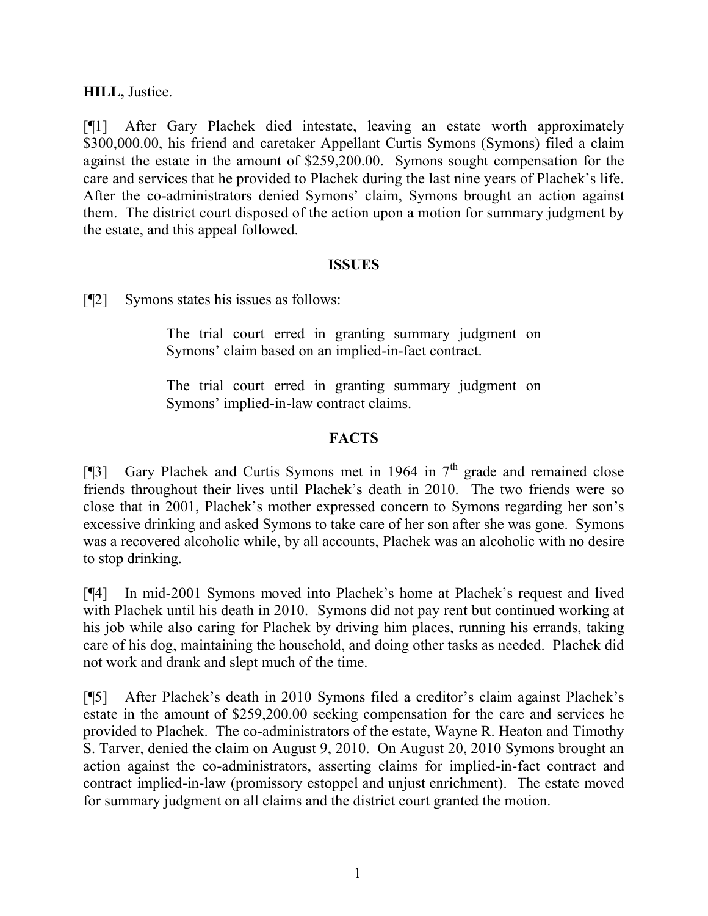**HILL,** Justice.

[¶1] After Gary Plachek died intestate, leaving an estate worth approximately $300,000.00, his friend and caretaker Appellant Curtis Symons (Symons) filed a claim against the estate in the amount of $259,200.00. Symons sought compensation for the care and services that he provided to Plachek during the last nine years of Plachek's life. After the co-administrators denied Symons' claim, Symons brought an action against them. The district court disposed of the action upon a motion for summary judgment by the estate, and this appeal followed.

## ISSUES

[¶2] Symons states his issues as follows:

> The trial court erred in granting summary judgment on Symons' claim based on an implied-in-fact contract.
>
> The trial court erred in granting summary judgment on Symons' implied-in-law contract claims.

## FACTS

[¶3] Gary Plachek and Curtis Symons met in 1964 in 7th grade and remained close friends throughout their lives until Plachek's death in 2010. The two friends were so close that in 2001, Plachek's mother expressed concern to Symons regarding her son's excessive drinking and asked Symons to take care of her son after she was gone. Symons was a recovered alcoholic while, by all accounts, Plachek was an alcoholic with no desire to stop drinking.

[¶4] In mid-2001 Symons moved into Plachek's home at Plachek's request and lived with Plachek until his death in 2010. Symons did not pay rent but continued working at his job while also caring for Plachek by driving him places, running his errands, taking care of his dog, maintaining the household, and doing other tasks as needed. Plachek did not work and drank and slept much of the time.

[¶5] After Plachek's death in 2010 Symons filed a creditor's claim against Plachek's estate in the amount of $259,200.00 seeking compensation for the care and services he provided to Plachek. The co-administrators of the estate, Wayne R. Heaton and Timothy S. Tarver, denied the claim on August 9, 2010. On August 20, 2010 Symons brought an action against the co-administrators, asserting claims for implied-in-fact contract and contract implied-in-law (promissory estoppel and unjust enrichment). The estate moved for summary judgment on all claims and the district court granted the motion.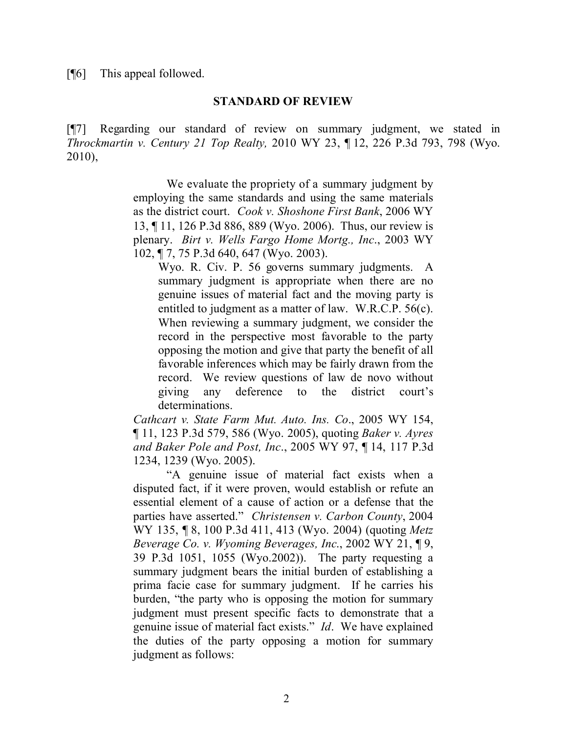[¶6] This appeal followed.

## STANDARD OF REVIEW

[¶7] Regarding our standard of review on summary judgment, we stated in *Throckmartin v. Century 21 Top Realty,* 2010 WY 23, ¶ 12, 226 P.3d 793, 798 (Wyo. 2010),

> We evaluate the propriety of a summary judgment by employing the same standards and using the same materials as the district court. *Cook v. Shoshone First Bank*, 2006 WY 13, ¶ 11, 126 P.3d 886, 889 (Wyo. 2006). Thus, our review is plenary. *Birt v. Wells Fargo Home Mortg., Inc*., 2003 WY 102, ¶ 7, 75 P.3d 640, 647 (Wyo. 2003).
>
>> Wyo. R. Civ. P. 56 governs summary judgments. A summary judgment is appropriate when there are no genuine issues of material fact and the moving party is entitled to judgment as a matter of law. W.R.C.P. 56(c). When reviewing a summary judgment, we consider the record in the perspective most favorable to the party opposing the motion and give that party the benefit of all favorable inferences which may be fairly drawn from the record. We review questions of law de novo without giving any deference to the district court's determinations.
>
> *Cathcart v. State Farm Mut. Auto. Ins. Co*., 2005 WY 154, ¶ 11, 123 P.3d 579, 586 (Wyo. 2005), quoting *Baker v. Ayres and Baker Pole and Post, Inc*., 2005 WY 97, ¶ 14, 117 P.3d 1234, 1239 (Wyo. 2005).
>
> "A genuine issue of material fact exists when a disputed fact, if it were proven, would establish or refute an essential element of a cause of action or a defense that the parties have asserted." *Christensen v. Carbon County*, 2004 WY 135, ¶ 8, 100 P.3d 411, 413 (Wyo. 2004) (quoting *Metz Beverage Co. v. Wyoming Beverages, Inc*., 2002 WY 21, ¶ 9, 39 P.3d 1051, 1055 (Wyo.2002)). The party requesting a summary judgment bears the initial burden of establishing a prima facie case for summary judgment. If he carries his burden, "the party who is opposing the motion for summary judgment must present specific facts to demonstrate that a genuine issue of material fact exists." *Id*. We have explained the duties of the party opposing a motion for summary judgment as follows: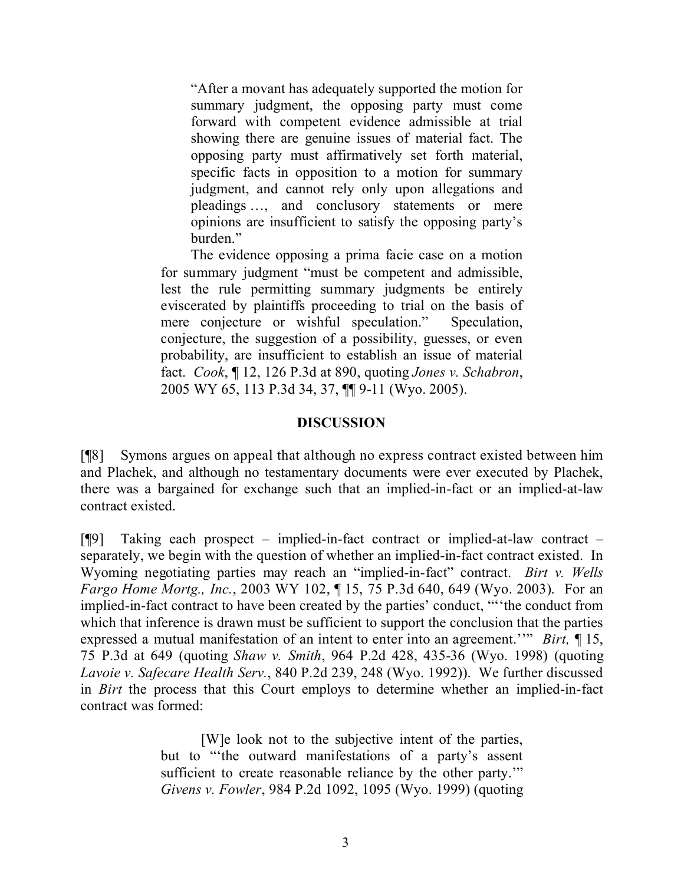> "After a movant has adequately supported the motion for summary judgment, the opposing party must come forward with competent evidence admissible at trial showing there are genuine issues of material fact. The opposing party must affirmatively set forth material, specific facts in opposition to a motion for summary judgment, and cannot rely only upon allegations and pleadings …, and conclusory statements or mere opinions are insufficient to satisfy the opposing party's burden."
>
> The evidence opposing a prima facie case on a motion for summary judgment "must be competent and admissible, lest the rule permitting summary judgments be entirely eviscerated by plaintiffs proceeding to trial on the basis of mere conjecture or wishful speculation." Speculation, conjecture, the suggestion of a possibility, guesses, or even probability, are insufficient to establish an issue of material fact. *Cook*, ¶ 12, 126 P.3d at 890, quoting *Jones v. Schabron*, 2005 WY 65, 113 P.3d 34, 37, ¶¶ 9-11 (Wyo. 2005).

## DISCUSSION

[¶8] Symons argues on appeal that although no express contract existed between him and Plachek, and although no testamentary documents were ever executed by Plachek, there was a bargained for exchange such that an implied-in-fact or an implied-at-law contract existed.

[¶9] Taking each prospect – implied-in-fact contract or implied-at-law contract – separately, we begin with the question of whether an implied-in-fact contract existed. In Wyoming negotiating parties may reach an "implied-in-fact" contract. *Birt v. Wells Fargo Home Mortg., Inc.*, 2003 WY 102, ¶ 15, 75 P.3d 640, 649 (Wyo. 2003). For an implied-in-fact contract to have been created by the parties' conduct, "''the conduct from which that inference is drawn must be sufficient to support the conclusion that the parties expressed a mutual manifestation of an intent to enter into an agreement.''" *Birt,* ¶ 15, 75 P.3d at 649 (quoting *Shaw v. Smith*, 964 P.2d 428, 435-36 (Wyo. 1998) (quoting *Lavoie v. Safecare Health Serv.*, 840 P.2d 239, 248 (Wyo. 1992)). We further discussed in *Birt* the process that this Court employs to determine whether an implied-in-fact contract was formed:

> [W]e look not to the subjective intent of the parties, but to "'the outward manifestations of a party's assent sufficient to create reasonable reliance by the other party.'" *Givens v. Fowler*, 984 P.2d 1092, 1095 (Wyo. 1999) (quoting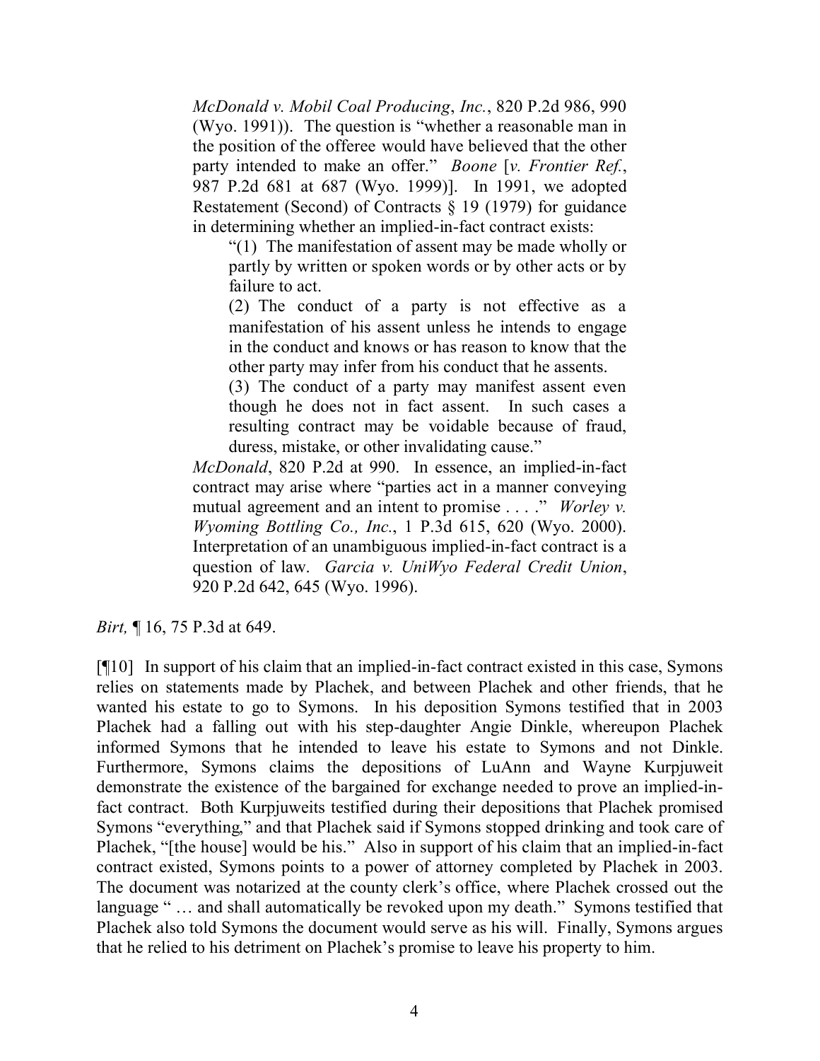> *McDonald v. Mobil Coal Producing*, *Inc.*, 820 P.2d 986, 990 (Wyo. 1991)). The question is "whether a reasonable man in the position of the offeree would have believed that the other party intended to make an offer." *Boone* [*v. Frontier Ref.*, 987 P.2d 681 at 687 (Wyo. 1999)]. In 1991, we adopted Restatement (Second) of Contracts § 19 (1979) for guidance in determining whether an implied-in-fact contract exists:
>
> > "(1) The manifestation of assent may be made wholly or partly by written or spoken words or by other acts or by failure to act.
> >
> > (2) The conduct of a party is not effective as a manifestation of his assent unless he intends to engage in the conduct and knows or has reason to know that the other party may infer from his conduct that he assents.
> >
> > (3) The conduct of a party may manifest assent even though he does not in fact assent. In such cases a resulting contract may be voidable because of fraud, duress, mistake, or other invalidating cause."
>
> *McDonald*, 820 P.2d at 990. In essence, an implied-in-fact contract may arise where "parties act in a manner conveying mutual agreement and an intent to promise . . . ." *Worley v. Wyoming Bottling Co., Inc.*, 1 P.3d 615, 620 (Wyo. 2000). Interpretation of an unambiguous implied-in-fact contract is a question of law. *Garcia v. UniWyo Federal Credit Union*, 920 P.2d 642, 645 (Wyo. 1996).

*Birt,* ¶ 16, 75 P.3d at 649.

[¶10] In support of his claim that an implied-in-fact contract existed in this case, Symons relies on statements made by Plachek, and between Plachek and other friends, that he wanted his estate to go to Symons. In his deposition Symons testified that in 2003 Plachek had a falling out with his step-daughter Angie Dinkle, whereupon Plachek informed Symons that he intended to leave his estate to Symons and not Dinkle. Furthermore, Symons claims the depositions of LuAnn and Wayne Kurpjuweit demonstrate the existence of the bargained for exchange needed to prove an implied-in-fact contract. Both Kurpjuweits testified during their depositions that Plachek promised Symons "everything," and that Plachek said if Symons stopped drinking and took care of Plachek, "[the house] would be his." Also in support of his claim that an implied-in-fact contract existed, Symons points to a power of attorney completed by Plachek in 2003. The document was notarized at the county clerk's office, where Plachek crossed out the language " … and shall automatically be revoked upon my death." Symons testified that Plachek also told Symons the document would serve as his will. Finally, Symons argues that he relied to his detriment on Plachek's promise to leave his property to him.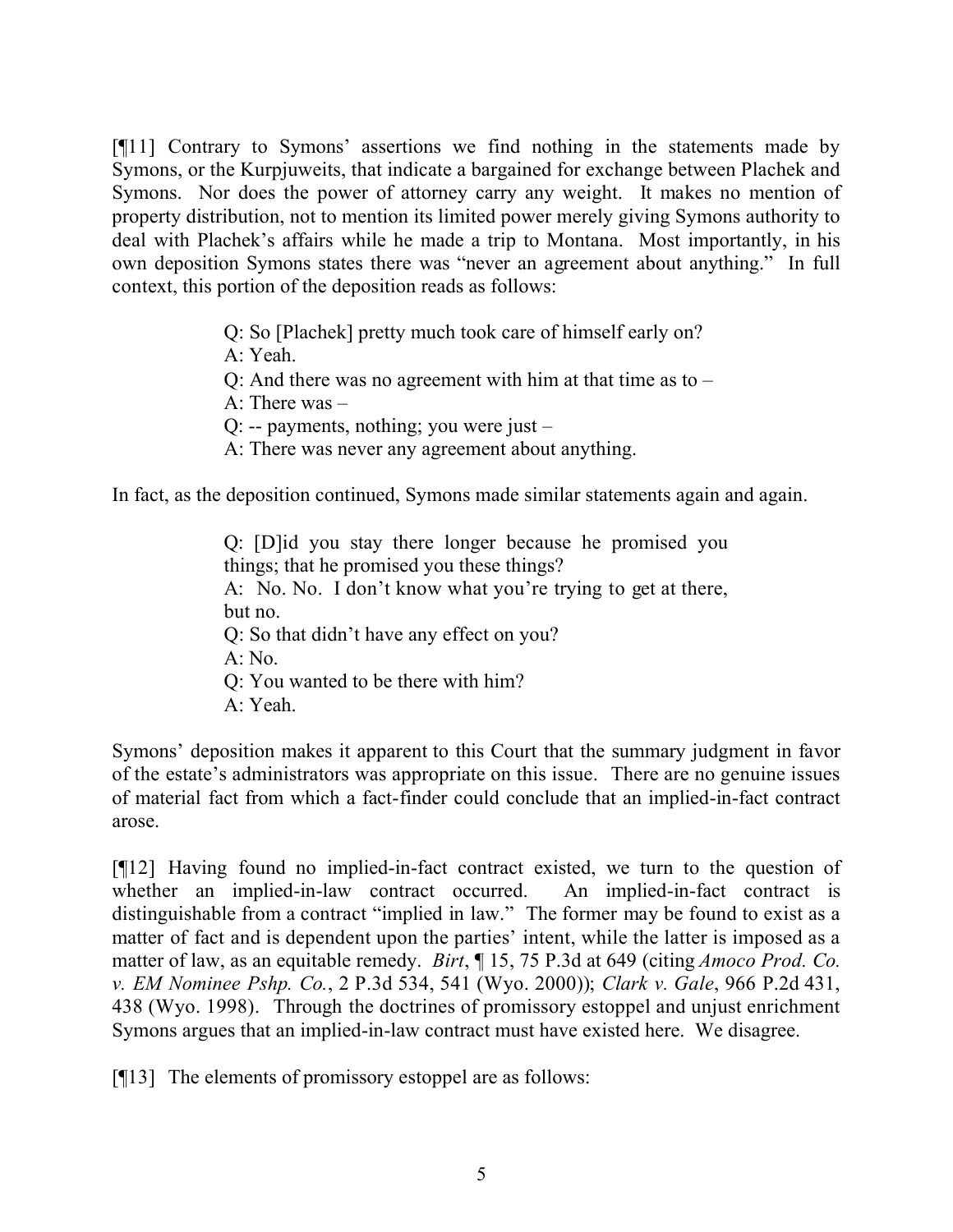[¶11] Contrary to Symons' assertions we find nothing in the statements made by Symons, or the Kurpjuweits, that indicate a bargained for exchange between Plachek and Symons. Nor does the power of attorney carry any weight. It makes no mention of property distribution, not to mention its limited power merely giving Symons authority to deal with Plachek's affairs while he made a trip to Montana. Most importantly, in his own deposition Symons states there was "never an agreement about anything." In full context, this portion of the deposition reads as follows:

> Q: So [Plachek] pretty much took care of himself early on?
> A: Yeah.
> Q: And there was no agreement with him at that time as to –
> A: There was –
> Q: -- payments, nothing; you were just –
> A: There was never any agreement about anything.

In fact, as the deposition continued, Symons made similar statements again and again.

> Q: [D]id you stay there longer because he promised you things; that he promised you these things?
> A: No. No. I don't know what you're trying to get at there, but no.
> Q: So that didn't have any effect on you?
> A: No.
> Q: You wanted to be there with him?
> A: Yeah.

Symons' deposition makes it apparent to this Court that the summary judgment in favor of the estate's administrators was appropriate on this issue. There are no genuine issues of material fact from which a fact-finder could conclude that an implied-in-fact contract arose.

[¶12] Having found no implied-in-fact contract existed, we turn to the question of whether an implied-in-law contract occurred. An implied-in-fact contract is distinguishable from a contract "implied in law." The former may be found to exist as a matter of fact and is dependent upon the parties' intent, while the latter is imposed as a matter of law, as an equitable remedy. *Birt*, ¶ 15, 75 P.3d at 649 (citing *Amoco Prod. Co. v. EM Nominee Pshp. Co.*, 2 P.3d 534, 541 (Wyo. 2000)); *Clark v. Gale*, 966 P.2d 431, 438 (Wyo. 1998). Through the doctrines of promissory estoppel and unjust enrichment Symons argues that an implied-in-law contract must have existed here. We disagree.

[¶13] The elements of promissory estoppel are as follows: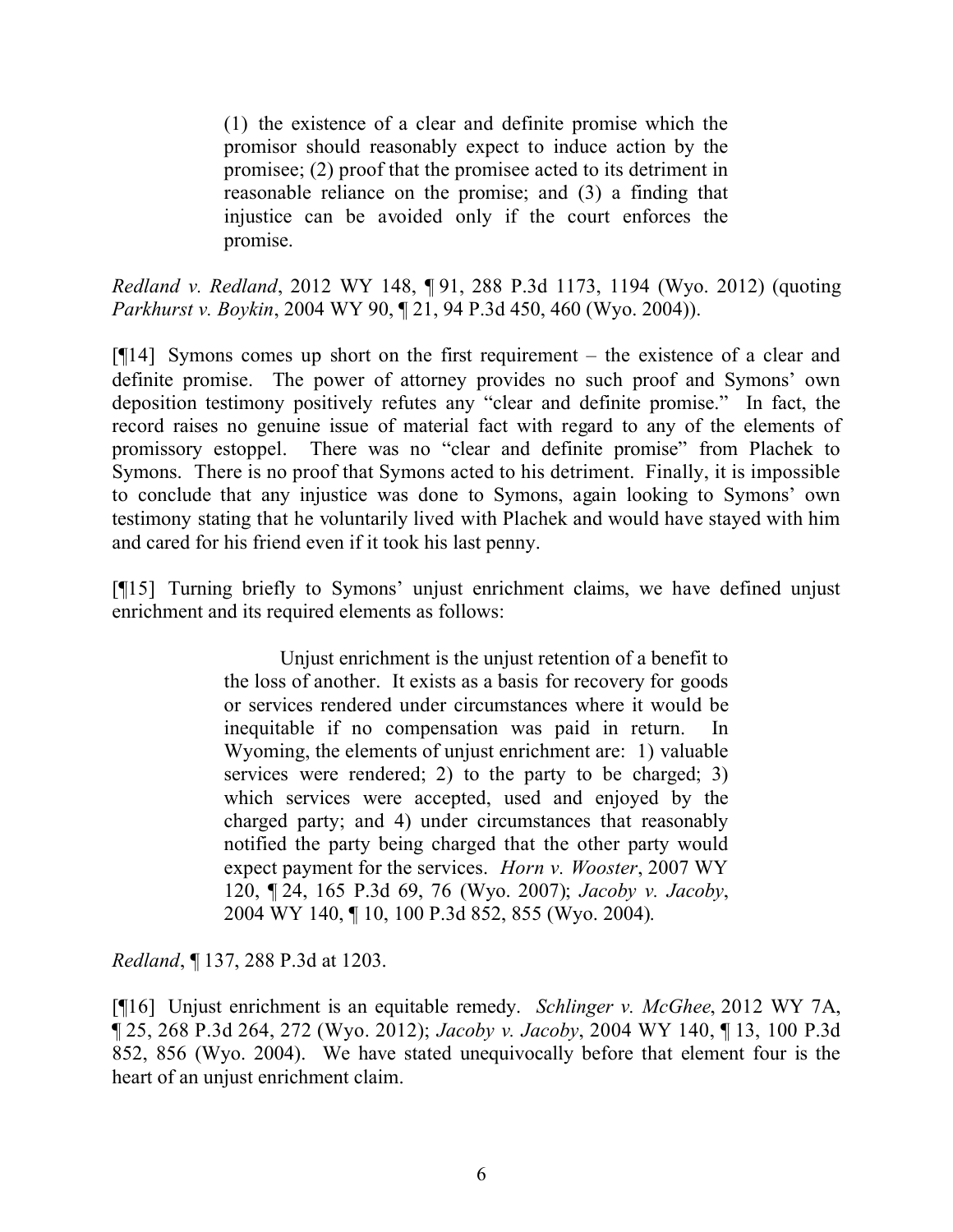> (1) the existence of a clear and definite promise which the promisor should reasonably expect to induce action by the promisee; (2) proof that the promisee acted to its detriment in reasonable reliance on the promise; and (3) a finding that injustice can be avoided only if the court enforces the promise.

*Redland v. Redland*, 2012 WY 148, ¶ 91, 288 P.3d 1173, 1194 (Wyo. 2012) (quoting *Parkhurst v. Boykin*, 2004 WY 90, ¶ 21, 94 P.3d 450, 460 (Wyo. 2004)).

[¶14] Symons comes up short on the first requirement – the existence of a clear and definite promise. The power of attorney provides no such proof and Symons' own deposition testimony positively refutes any "clear and definite promise." In fact, the record raises no genuine issue of material fact with regard to any of the elements of promissory estoppel. There was no "clear and definite promise" from Plachek to Symons. There is no proof that Symons acted to his detriment. Finally, it is impossible to conclude that any injustice was done to Symons, again looking to Symons' own testimony stating that he voluntarily lived with Plachek and would have stayed with him and cared for his friend even if it took his last penny.

[¶15] Turning briefly to Symons' unjust enrichment claims, we have defined unjust enrichment and its required elements as follows:

> Unjust enrichment is the unjust retention of a benefit to the loss of another. It exists as a basis for recovery for goods or services rendered under circumstances where it would be inequitable if no compensation was paid in return. In Wyoming, the elements of unjust enrichment are: 1) valuable services were rendered; 2) to the party to be charged; 3) which services were accepted, used and enjoyed by the charged party; and 4) under circumstances that reasonably notified the party being charged that the other party would expect payment for the services. *Horn v. Wooster*, 2007 WY 120, ¶ 24, 165 P.3d 69, 76 (Wyo. 2007); *Jacoby v. Jacoby*, 2004 WY 140, ¶ 10, 100 P.3d 852, 855 (Wyo. 2004).

*Redland*, ¶ 137, 288 P.3d at 1203.

[¶16] Unjust enrichment is an equitable remedy. *Schlinger v. McGhee*, 2012 WY 7A, ¶ 25, 268 P.3d 264, 272 (Wyo. 2012); *Jacoby v. Jacoby*, 2004 WY 140, ¶ 13, 100 P.3d 852, 856 (Wyo. 2004). We have stated unequivocally before that element four is the heart of an unjust enrichment claim.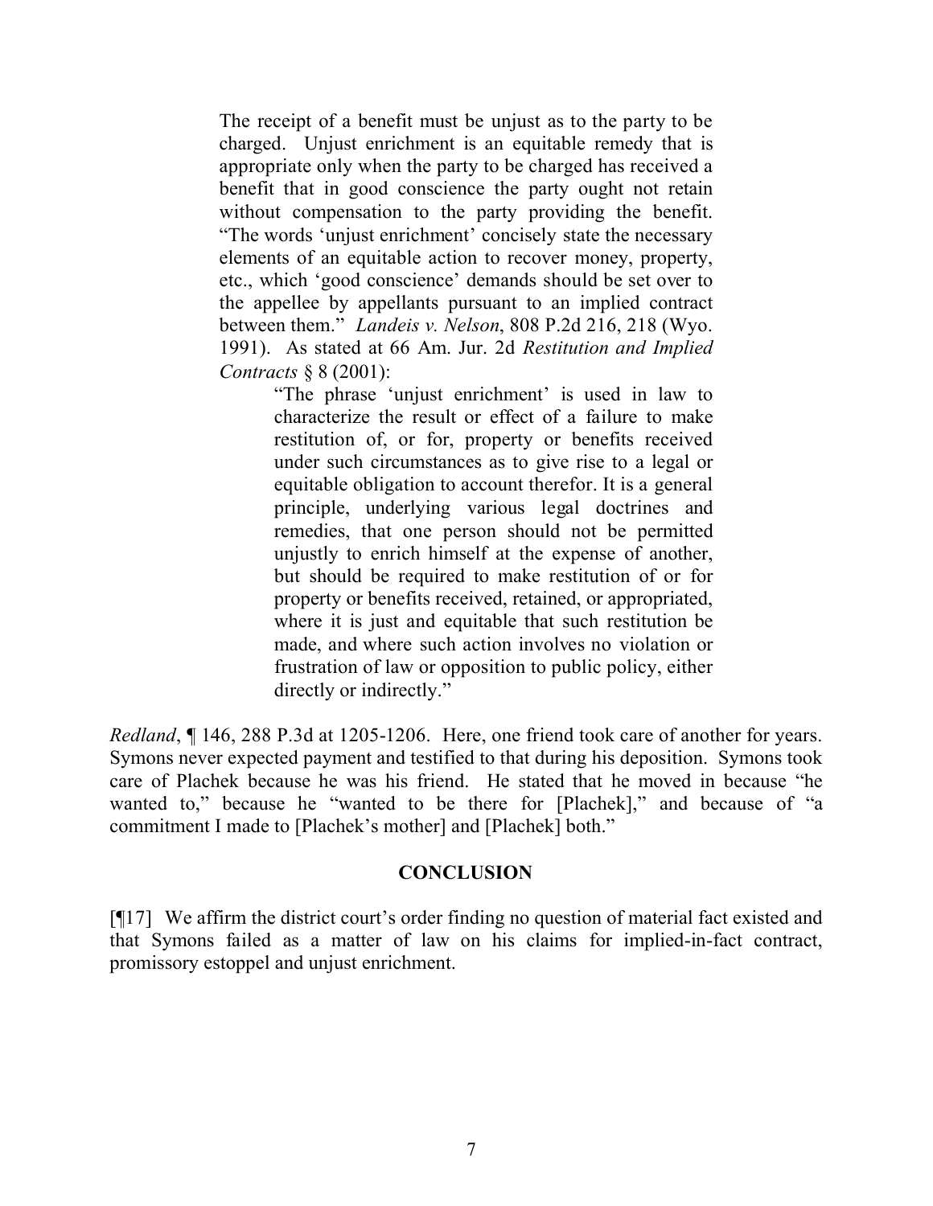> The receipt of a benefit must be unjust as to the party to be charged. Unjust enrichment is an equitable remedy that is appropriate only when the party to be charged has received a benefit that in good conscience the party ought not retain without compensation to the party providing the benefit. "The words 'unjust enrichment' concisely state the necessary elements of an equitable action to recover money, property, etc., which 'good conscience' demands should be set over to the appellee by appellants pursuant to an implied contract between them." *Landeis v. Nelson*, 808 P.2d 216, 218 (Wyo. 1991). As stated at 66 Am. Jur. 2d *Restitution and Implied Contracts* § 8 (2001):
>
> > "The phrase 'unjust enrichment' is used in law to characterize the result or effect of a failure to make restitution of, or for, property or benefits received under such circumstances as to give rise to a legal or equitable obligation to account therefor. It is a general principle, underlying various legal doctrines and remedies, that one person should not be permitted unjustly to enrich himself at the expense of another, but should be required to make restitution of or for property or benefits received, retained, or appropriated, where it is just and equitable that such restitution be made, and where such action involves no violation or frustration of law or opposition to public policy, either directly or indirectly."

*Redland*, ¶ 146, 288 P.3d at 1205-1206. Here, one friend took care of another for years. Symons never expected payment and testified to that during his deposition. Symons took care of Plachek because he was his friend. He stated that he moved in because "he wanted to," because he "wanted to be there for [Plachek]," and because of "a commitment I made to [Plachek's mother] and [Plachek] both."

## CONCLUSION

[¶17] We affirm the district court's order finding no question of material fact existed and that Symons failed as a matter of law on his claims for implied-in-fact contract, promissory estoppel and unjust enrichment.